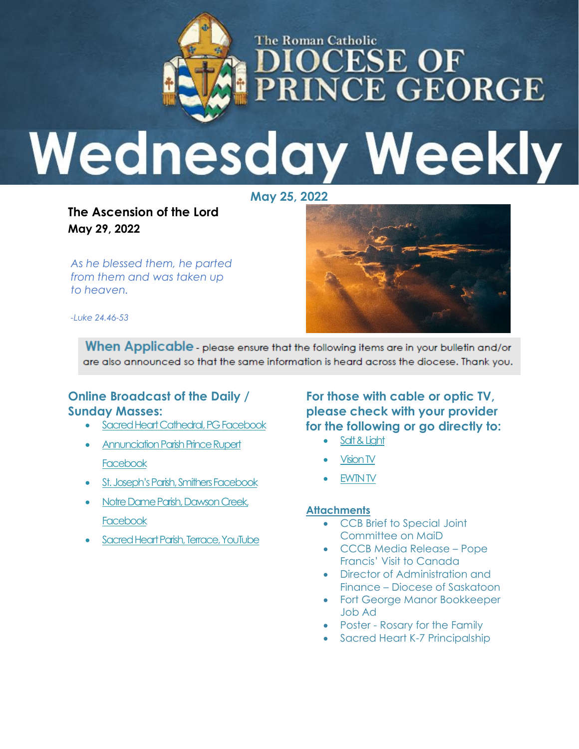The Roman Catholic
# DIOCESE OF PRINCE GEORGE
# Wednesday Weekly

**May 25, 2022**

## The Ascension of the Lord
**May 29, 2022**

*As he blessed them, he parted from them and was taken up to heaven.*

*-Luke 24.46-53*

**When Applicable** - please ensure that the following items are in your bulletin and/or are also announced so that the same information is heard across the diocese. Thank you.

### Online Broadcast of the Daily / Sunday Masses:

- Sacred Heart Cathedral, PG Facebook
- Annunciation Parish Prince Rupert Facebook
- St. Joseph's Parish, Smithers Facebook
- Notre Dame Parish, Dawson Creek, Facebook
- Sacred Heart Parish, Terrace, YouTube

### For those with cable or optic TV, please check with your provider for the following or go directly to:

- Salt & Light
- Vision TV
- EWTN TV

### Attachments

- CCB Brief to Special Joint Committee on MaiD
- CCCB Media Release – Pope Francis' Visit to Canada
- Director of Administration and Finance – Diocese of Saskatoon
- Fort George Manor Bookkeeper Job Ad
- Poster - Rosary for the Family
- Sacred Heart K-7 Principalship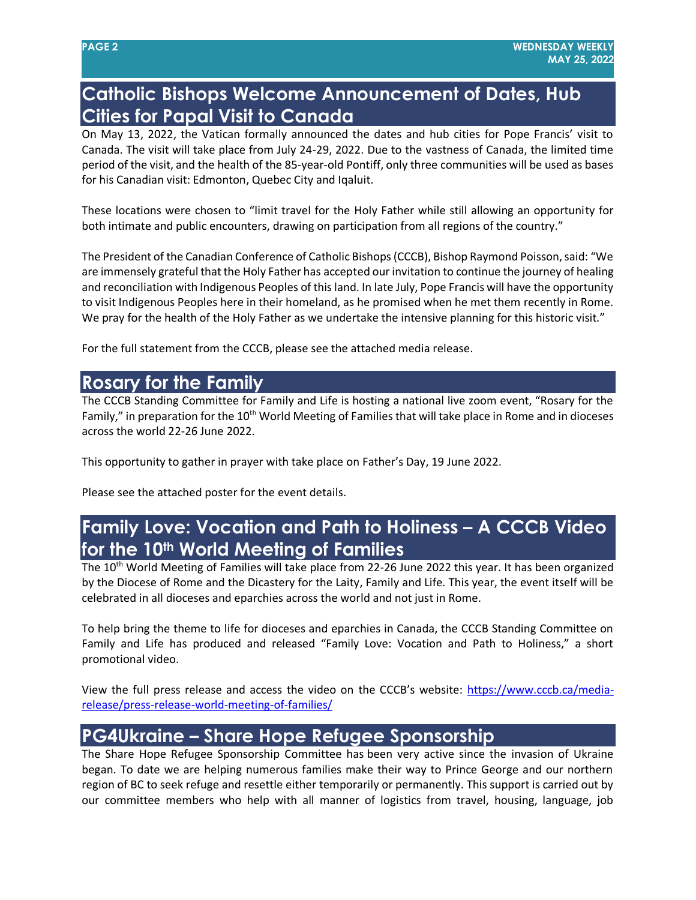## Catholic Bishops Welcome Announcement of Dates, Hub Cities for Papal Visit to Canada

On May 13, 2022, the Vatican formally announced the dates and hub cities for Pope Francis' visit to Canada. The visit will take place from July 24-29, 2022. Due to the vastness of Canada, the limited time period of the visit, and the health of the 85-year-old Pontiff, only three communities will be used as bases for his Canadian visit: Edmonton, Quebec City and Iqaluit.

These locations were chosen to "limit travel for the Holy Father while still allowing an opportunity for both intimate and public encounters, drawing on participation from all regions of the country."

The President of the Canadian Conference of Catholic Bishops (CCCB), Bishop Raymond Poisson, said: "We are immensely grateful that the Holy Father has accepted our invitation to continue the journey of healing and reconciliation with Indigenous Peoples of this land. In late July, Pope Francis will have the opportunity to visit Indigenous Peoples here in their homeland, as he promised when he met them recently in Rome. We pray for the health of the Holy Father as we undertake the intensive planning for this historic visit."

For the full statement from the CCCB, please see the attached media release.

## Rosary for the Family

The CCCB Standing Committee for Family and Life is hosting a national live zoom event, "Rosary for the Family," in preparation for the 10th World Meeting of Families that will take place in Rome and in dioceses across the world 22-26 June 2022.

This opportunity to gather in prayer with take place on Father's Day, 19 June 2022.

Please see the attached poster for the event details.

## Family Love: Vocation and Path to Holiness – A CCCB Video for the 10th World Meeting of Families

The 10th World Meeting of Families will take place from 22-26 June 2022 this year. It has been organized by the Diocese of Rome and the Dicastery for the Laity, Family and Life. This year, the event itself will be celebrated in all dioceses and eparchies across the world and not just in Rome.

To help bring the theme to life for dioceses and eparchies in Canada, the CCCB Standing Committee on Family and Life has produced and released "Family Love: Vocation and Path to Holiness," a short promotional video.

View the full press release and access the video on the CCCB's website: https://www.cccb.ca/media-release/press-release-world-meeting-of-families/

## PG4Ukraine – Share Hope Refugee Sponsorship

The Share Hope Refugee Sponsorship Committee has been very active since the invasion of Ukraine began. To date we are helping numerous families make their way to Prince George and our northern region of BC to seek refuge and resettle either temporarily or permanently. This support is carried out by our committee members who help with all manner of logistics from travel, housing, language, job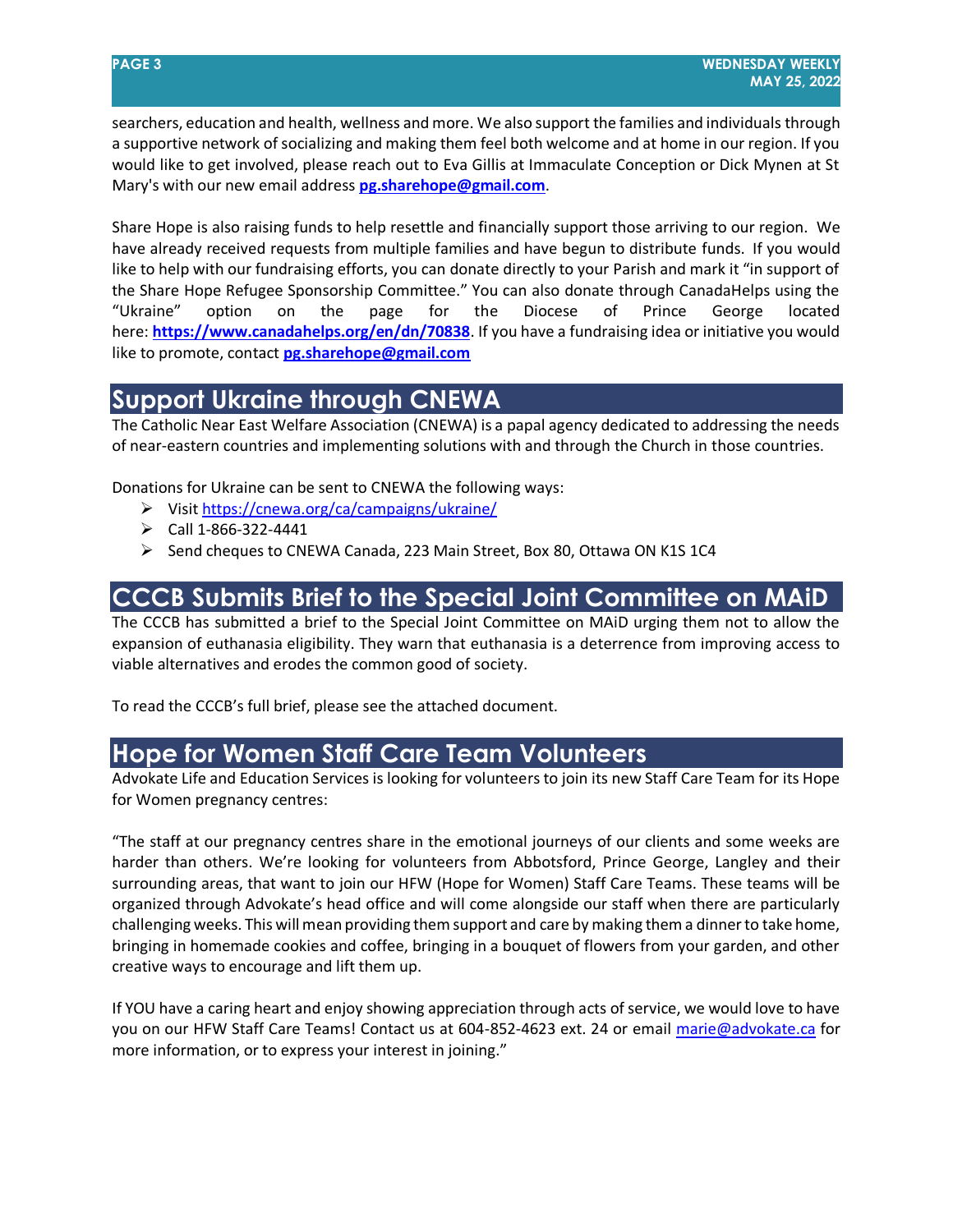searchers, education and health, wellness and more. We also support the families and individuals through a supportive network of socializing and making them feel both welcome and at home in our region. If you would like to get involved, please reach out to Eva Gillis at Immaculate Conception or Dick Mynen at St Mary's with our new email address **pg.sharehope@gmail.com**.

Share Hope is also raising funds to help resettle and financially support those arriving to our region. We have already received requests from multiple families and have begun to distribute funds. If you would like to help with our fundraising efforts, you can donate directly to your Parish and mark it "in support of the Share Hope Refugee Sponsorship Committee." You can also donate through CanadaHelps using the "Ukraine" option on the page for the Diocese of Prince George located here: **https://www.canadahelps.org/en/dn/70838**. If you have a fundraising idea or initiative you would like to promote, contact **pg.sharehope@gmail.com**

## Support Ukraine through CNEWA

The Catholic Near East Welfare Association (CNEWA) is a papal agency dedicated to addressing the needs of near-eastern countries and implementing solutions with and through the Church in those countries.

Donations for Ukraine can be sent to CNEWA the following ways:

- Visit https://cnewa.org/ca/campaigns/ukraine/
- Call 1-866-322-4441
- Send cheques to CNEWA Canada, 223 Main Street, Box 80, Ottawa ON K1S 1C4

## CCCB Submits Brief to the Special Joint Committee on MAiD

The CCCB has submitted a brief to the Special Joint Committee on MAiD urging them not to allow the expansion of euthanasia eligibility. They warn that euthanasia is a deterrence from improving access to viable alternatives and erodes the common good of society.

To read the CCCB's full brief, please see the attached document.

## Hope for Women Staff Care Team Volunteers

Advokate Life and Education Services is looking for volunteers to join its new Staff Care Team for its Hope for Women pregnancy centres:

"The staff at our pregnancy centres share in the emotional journeys of our clients and some weeks are harder than others. We're looking for volunteers from Abbotsford, Prince George, Langley and their surrounding areas, that want to join our HFW (Hope for Women) Staff Care Teams. These teams will be organized through Advokate's head office and will come alongside our staff when there are particularly challenging weeks. This will mean providing them support and care by making them a dinner to take home, bringing in homemade cookies and coffee, bringing in a bouquet of flowers from your garden, and other creative ways to encourage and lift them up.

If YOU have a caring heart and enjoy showing appreciation through acts of service, we would love to have you on our HFW Staff Care Teams! Contact us at 604-852-4623 ext. 24 or email marie@advokate.ca for more information, or to express your interest in joining."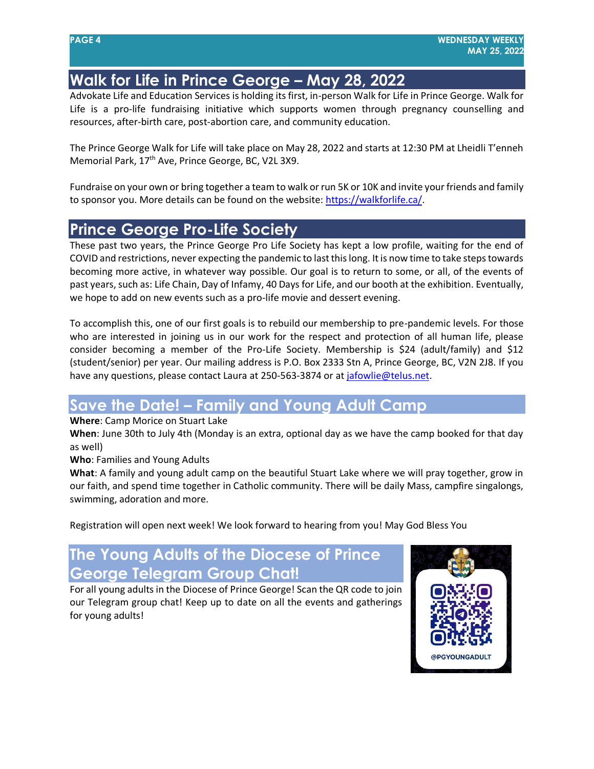## Walk for Life in Prince George – May 28, 2022

Advokate Life and Education Services is holding its first, in-person Walk for Life in Prince George. Walk for Life is a pro-life fundraising initiative which supports women through pregnancy counselling and resources, after-birth care, post-abortion care, and community education.

The Prince George Walk for Life will take place on May 28, 2022 and starts at 12:30 PM at Lheidli T'enneh Memorial Park, 17th Ave, Prince George, BC, V2L 3X9.

Fundraise on your own or bring together a team to walk or run 5K or 10K and invite your friends and family to sponsor you. More details can be found on the website: https://walkforlife.ca/.

## Prince George Pro-Life Society

These past two years, the Prince George Pro Life Society has kept a low profile, waiting for the end of COVID and restrictions, never expecting the pandemic to last this long. It is now time to take steps towards becoming more active, in whatever way possible. Our goal is to return to some, or all, of the events of past years, such as: Life Chain, Day of Infamy, 40 Days for Life, and our booth at the exhibition. Eventually, we hope to add on new events such as a pro-life movie and dessert evening.

To accomplish this, one of our first goals is to rebuild our membership to pre-pandemic levels. For those who are interested in joining us in our work for the respect and protection of all human life, please consider becoming a member of the Pro-Life Society. Membership is $24 (adult/family) and $12 (student/senior) per year. Our mailing address is P.O. Box 2333 Stn A, Prince George, BC, V2N 2J8. If you have any questions, please contact Laura at 250-563-3874 or at jafowlie@telus.net.

## Save the Date! – Family and Young Adult Camp

**Where**: Camp Morice on Stuart Lake

**When**: June 30th to July 4th (Monday is an extra, optional day as we have the camp booked for that day as well)

**Who**: Families and Young Adults

**What**: A family and young adult camp on the beautiful Stuart Lake where we will pray together, grow in our faith, and spend time together in Catholic community. There will be daily Mass, campfire singalongs, swimming, adoration and more.

Registration will open next week! We look forward to hearing from you! May God Bless You

## The Young Adults of the Diocese of Prince George Telegram Group Chat!

For all young adults in the Diocese of Prince George! Scan the QR code to join our Telegram group chat! Keep up to date on all the events and gatherings for young adults!

@PGYOUNGADULT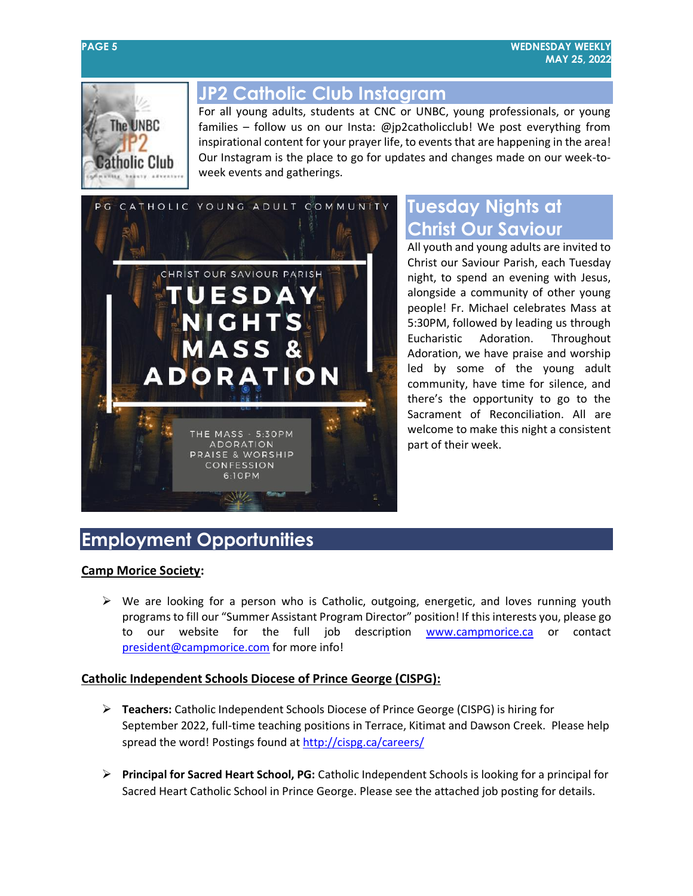## JP2 Catholic Club Instagram

For all young adults, students at CNC or UNBC, young professionals, or young families – follow us on our Insta: @jp2catholicclub! We post everything from inspirational content for your prayer life, to events that are happening in the area! Our Instagram is the place to go for updates and changes made on our week-to-week events and gatherings.

## Tuesday Nights at Christ Our Saviour

All youth and young adults are invited to Christ our Saviour Parish, each Tuesday night, to spend an evening with Jesus, alongside a community of other young people! Fr. Michael celebrates Mass at 5:30PM, followed by leading us through Eucharistic Adoration. Throughout Adoration, we have praise and worship led by some of the young adult community, have time for silence, and there's the opportunity to go to the Sacrament of Reconciliation. All are welcome to make this night a consistent part of their week.

# Employment Opportunities

**Camp Morice Society:**

- We are looking for a person who is Catholic, outgoing, energetic, and loves running youth programs to fill our "Summer Assistant Program Director" position! If this interests you, please go to our website for the full job description www.campmorice.ca or contact president@campmorice.com for more info!

**Catholic Independent Schools Diocese of Prince George (CISPG):**

- **Teachers:** Catholic Independent Schools Diocese of Prince George (CISPG) is hiring for September 2022, full-time teaching positions in Terrace, Kitimat and Dawson Creek. Please help spread the word! Postings found at http://cispg.ca/careers/

- **Principal for Sacred Heart School, PG:** Catholic Independent Schools is looking for a principal for Sacred Heart Catholic School in Prince George. Please see the attached job posting for details.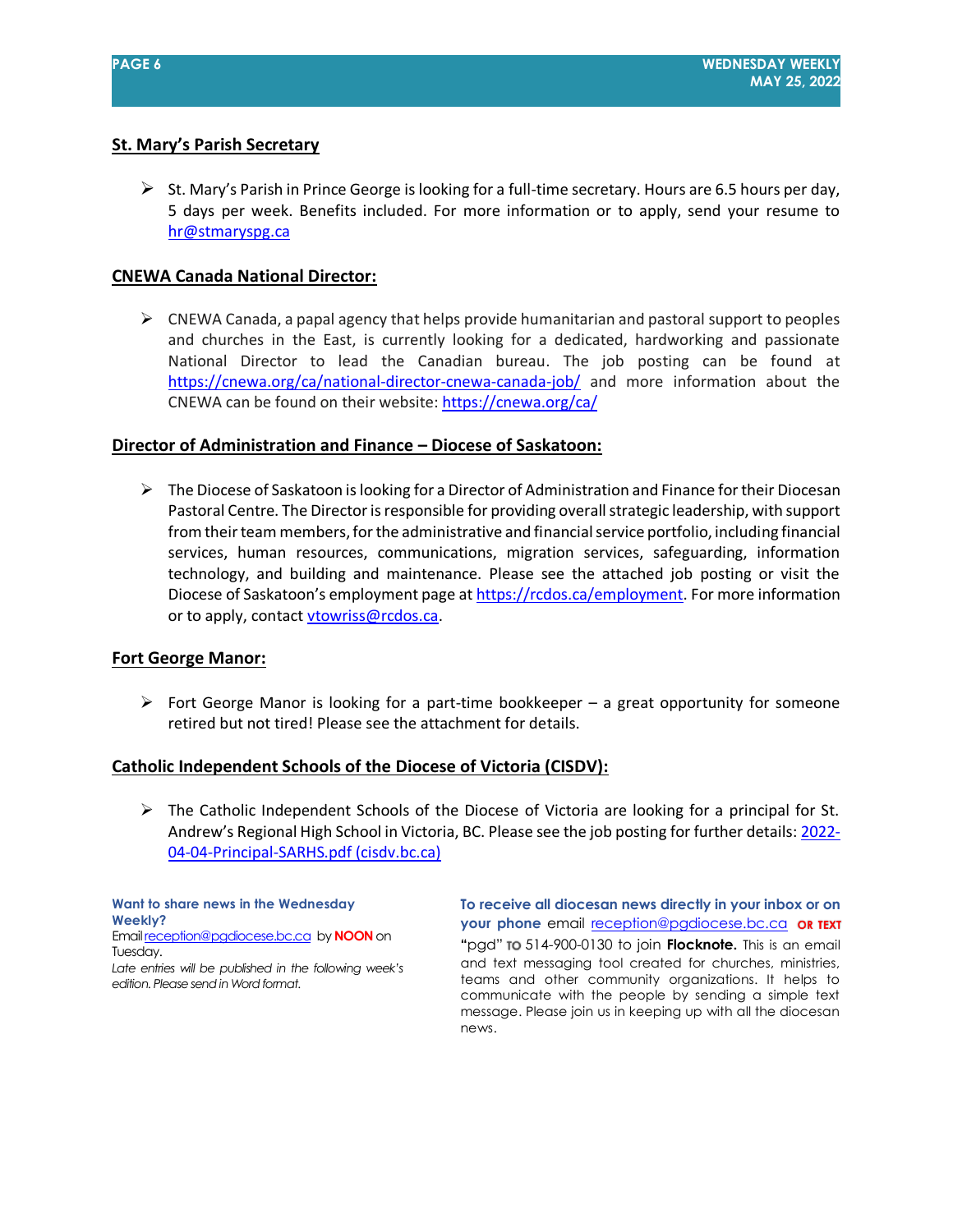## St. Mary's Parish Secretary

- St. Mary's Parish in Prince George is looking for a full-time secretary. Hours are 6.5 hours per day, 5 days per week. Benefits included. For more information or to apply, send your resume to hr@stmaryspg.ca

## CNEWA Canada National Director:

- CNEWA Canada, a papal agency that helps provide humanitarian and pastoral support to peoples and churches in the East, is currently looking for a dedicated, hardworking and passionate National Director to lead the Canadian bureau. The job posting can be found at https://cnewa.org/ca/national-director-cnewa-canada-job/ and more information about the CNEWA can be found on their website: https://cnewa.org/ca/

## Director of Administration and Finance – Diocese of Saskatoon:

- The Diocese of Saskatoon is looking for a Director of Administration and Finance for their Diocesan Pastoral Centre. The Director is responsible for providing overall strategic leadership, with support from their team members, for the administrative and financial service portfolio, including financial services, human resources, communications, migration services, safeguarding, information technology, and building and maintenance. Please see the attached job posting or visit the Diocese of Saskatoon's employment page at https://rcdos.ca/employment. For more information or to apply, contact vtowriss@rcdos.ca.

## Fort George Manor:

- Fort George Manor is looking for a part-time bookkeeper – a great opportunity for someone retired but not tired! Please see the attachment for details.

## Catholic Independent Schools of the Diocese of Victoria (CISDV):

- The Catholic Independent Schools of the Diocese of Victoria are looking for a principal for St. Andrew's Regional High School in Victoria, BC. Please see the job posting for further details: 2022-04-04-Principal-SARHS.pdf (cisdv.bc.ca)

**Want to share news in the Wednesday Weekly?**
Email reception@pgdiocese.bc.ca by **NOON** on Tuesday.
*Late entries will be published in the following week's edition. Please send in Word format.*

**To receive all diocesan news directly in your inbox or on your phone** email reception@pgdiocese.bc.ca **OR TEXT** "pgd" **TO** 514-900-0130 to join **Flocknote.** This is an email and text messaging tool created for churches, ministries, teams and other community organizations. It helps to communicate with the people by sending a simple text message. Please join us in keeping up with all the diocesan news.